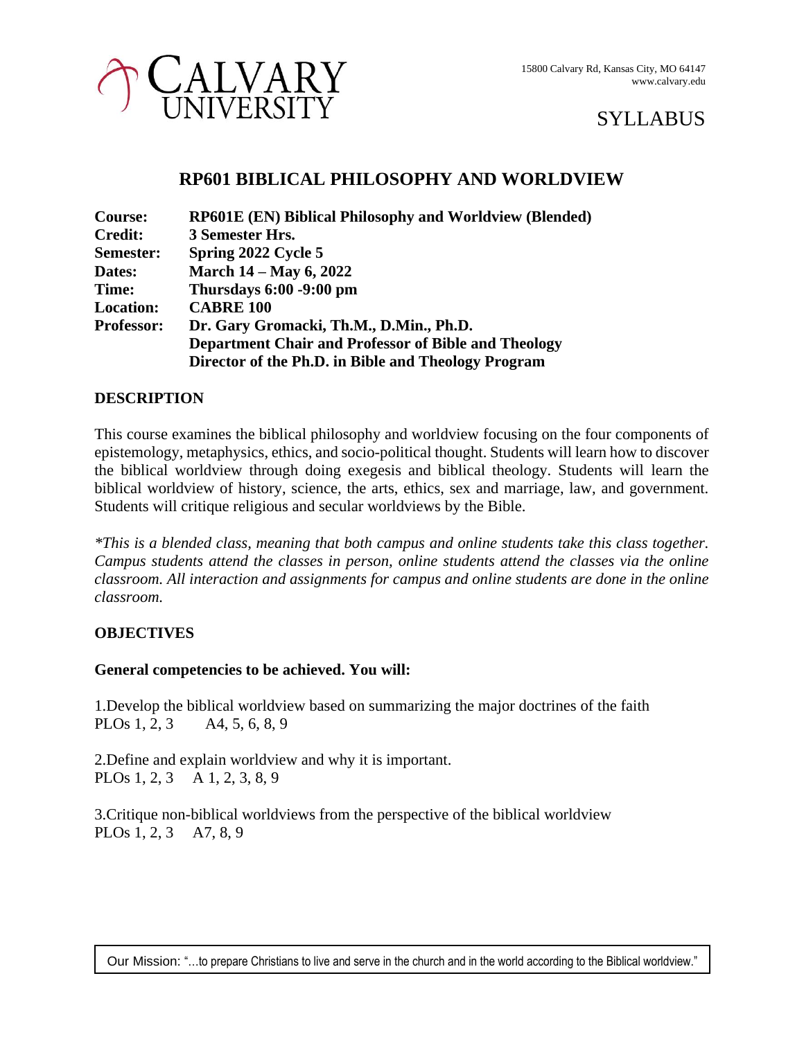CALVARY UNIVERSITY

15800 Calvary Rd, Kansas City, MO 64147
www.calvary.edu

SYLLABUS

# RP601 BIBLICAL PHILOSOPHY AND WORLDVIEW

**Course:** **RP601E (EN) Biblical Philosophy and Worldview (Blended)**
**Credit:** **3 Semester Hrs.**
**Semester:** **Spring 2022 Cycle 5**
**Dates:** **March 14 – May 6, 2022**
**Time:** **Thursdays 6:00 -9:00 pm**
**Location:** **CABRE 100**
**Professor:** **Dr. Gary Gromacki, Th.M., D.Min., Ph.D.**
**Department Chair and Professor of Bible and Theology**
**Director of the Ph.D. in Bible and Theology Program**

## DESCRIPTION

This course examines the biblical philosophy and worldview focusing on the four components of epistemology, metaphysics, ethics, and socio-political thought. Students will learn how to discover the biblical worldview through doing exegesis and biblical theology. Students will learn the biblical worldview of history, science, the arts, ethics, sex and marriage, law, and government. Students will critique religious and secular worldviews by the Bible.

*\*This is a blended class, meaning that both campus and online students take this class together. Campus students attend the classes in person, online students attend the classes via the online classroom. All interaction and assignments for campus and online students are done in the online classroom.*

## OBJECTIVES

### General competencies to be achieved. You will:

1.Develop the biblical worldview based on summarizing the major doctrines of the faith
PLOs 1, 2, 3 A4, 5, 6, 8, 9

2.Define and explain worldview and why it is important.
PLOs 1, 2, 3 A 1, 2, 3, 8, 9

3.Critique non-biblical worldviews from the perspective of the biblical worldview
PLOs 1, 2, 3 A7, 8, 9

Our Mission: "…to prepare Christians to live and serve in the church and in the world according to the Biblical worldview."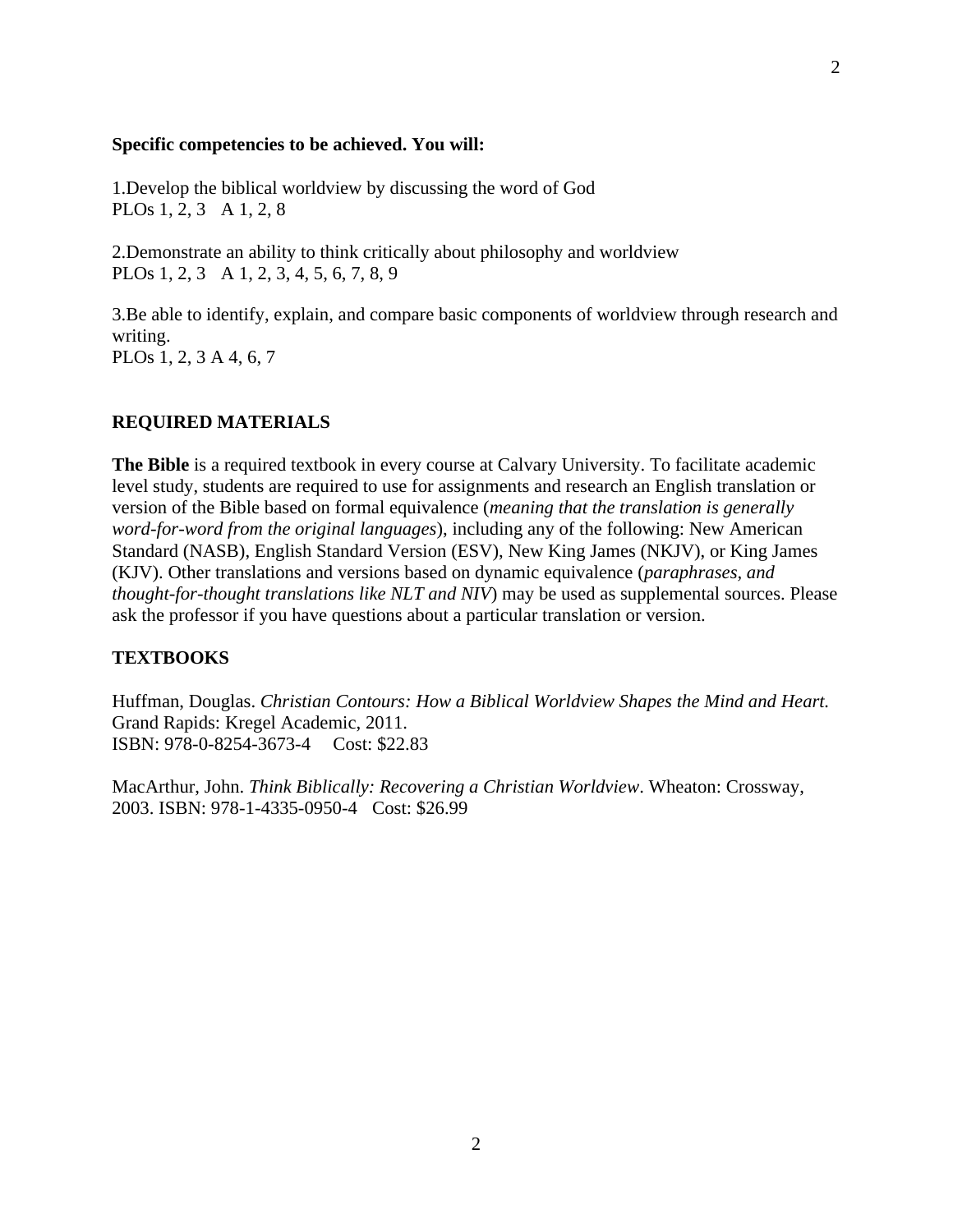**Specific competencies to be achieved. You will:**

1.Develop the biblical worldview by discussing the word of God
PLOs 1, 2, 3 A 1, 2, 8

2.Demonstrate an ability to think critically about philosophy and worldview
PLOs 1, 2, 3 A 1, 2, 3, 4, 5, 6, 7, 8, 9

3.Be able to identify, explain, and compare basic components of worldview through research and writing.
PLOs 1, 2, 3 A 4, 6, 7

## REQUIRED MATERIALS

**The Bible** is a required textbook in every course at Calvary University. To facilitate academic level study, students are required to use for assignments and research an English translation or version of the Bible based on formal equivalence (*meaning that the translation is generally word-for-word from the original languages*), including any of the following: New American Standard (NASB), English Standard Version (ESV), New King James (NKJV), or King James (KJV). Other translations and versions based on dynamic equivalence (*paraphrases, and thought-for-thought translations like NLT and NIV*) may be used as supplemental sources. Please ask the professor if you have questions about a particular translation or version.

## TEXTBOOKS

Huffman, Douglas. *Christian Contours: How a Biblical Worldview Shapes the Mind and Heart.* Grand Rapids: Kregel Academic, 2011.
ISBN: 978-0-8254-3673-4 Cost: $22.83

MacArthur, John. *Think Biblically: Recovering a Christian Worldview*. Wheaton: Crossway, 2003. ISBN: 978-1-4335-0950-4 Cost: $26.99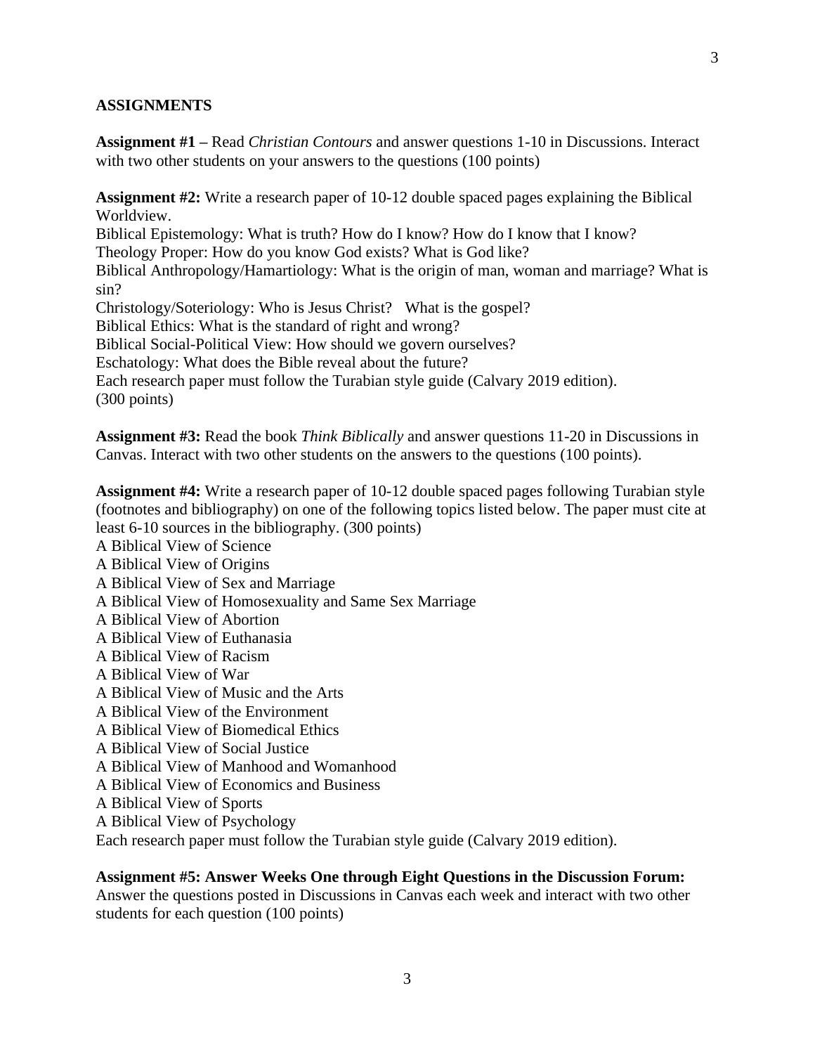**ASSIGNMENTS**

**Assignment #1 –** Read *Christian Contours* and answer questions 1-10 in Discussions. Interact with two other students on your answers to the questions (100 points)

**Assignment #2:** Write a research paper of 10-12 double spaced pages explaining the Biblical Worldview.
Biblical Epistemology: What is truth? How do I know? How do I know that I know?
Theology Proper: How do you know God exists? What is God like?
Biblical Anthropology/Hamartiology: What is the origin of man, woman and marriage? What is sin?
Christology/Soteriology: Who is Jesus Christ? What is the gospel?
Biblical Ethics: What is the standard of right and wrong?
Biblical Social-Political View: How should we govern ourselves?
Eschatology: What does the Bible reveal about the future?
Each research paper must follow the Turabian style guide (Calvary 2019 edition).
(300 points)

**Assignment #3:** Read the book *Think Biblically* and answer questions 11-20 in Discussions in Canvas. Interact with two other students on the answers to the questions (100 points).

**Assignment #4:** Write a research paper of 10-12 double spaced pages following Turabian style (footnotes and bibliography) on one of the following topics listed below. The paper must cite at least 6-10 sources in the bibliography. (300 points)
A Biblical View of Science
A Biblical View of Origins
A Biblical View of Sex and Marriage
A Biblical View of Homosexuality and Same Sex Marriage
A Biblical View of Abortion
A Biblical View of Euthanasia
A Biblical View of Racism
A Biblical View of War
A Biblical View of Music and the Arts
A Biblical View of the Environment
A Biblical View of Biomedical Ethics
A Biblical View of Social Justice
A Biblical View of Manhood and Womanhood
A Biblical View of Economics and Business
A Biblical View of Sports
A Biblical View of Psychology
Each research paper must follow the Turabian style guide (Calvary 2019 edition).

**Assignment #5: Answer Weeks One through Eight Questions in the Discussion Forum:**
Answer the questions posted in Discussions in Canvas each week and interact with two other students for each question (100 points)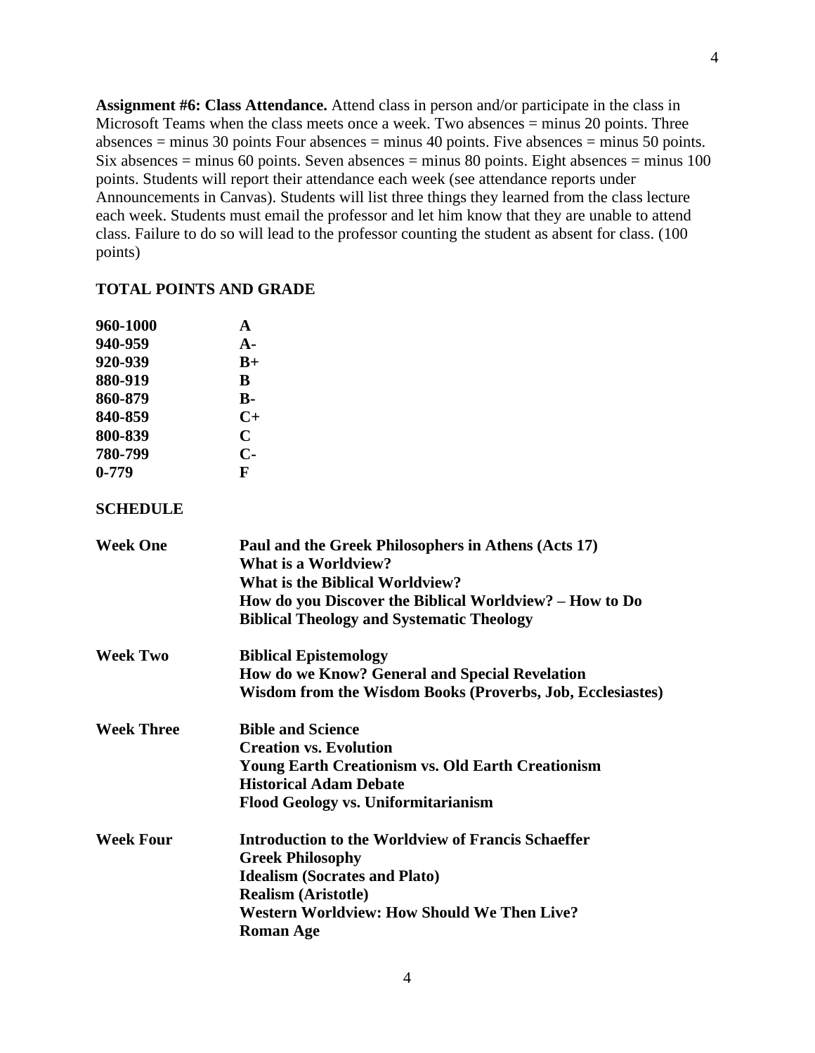**Assignment #6: Class Attendance.** Attend class in person and/or participate in the class in Microsoft Teams when the class meets once a week. Two absences = minus 20 points. Three absences = minus 30 points Four absences = minus 40 points. Five absences = minus 50 points. Six absences = minus 60 points. Seven absences = minus 80 points. Eight absences = minus 100 points. Students will report their attendance each week (see attendance reports under Announcements in Canvas). Students will list three things they learned from the class lecture each week. Students must email the professor and let him know that they are unable to attend class. Failure to do so will lead to the professor counting the student as absent for class. (100 points)

## TOTAL POINTS AND GRADE

| | |
|---|---|
| **960-1000** | **A** |
| **940-959** | **A-** |
| **920-939** | **B+** |
| **880-919** | **B** |
| **860-879** | **B-** |
| **840-859** | **C+** |
| **800-839** | **C** |
| **780-799** | **C-** |
| **0-779** | **F** |

## SCHEDULE

| | |
|---|---|
| **Week One** | **Paul and the Greek Philosophers in Athens (Acts 17)**<br>**What is a Worldview?**<br>**What is the Biblical Worldview?**<br>**How do you Discover the Biblical Worldview? – How to Do Biblical Theology and Systematic Theology** |
| **Week Two** | **Biblical Epistemology**<br>**How do we Know? General and Special Revelation**<br>**Wisdom from the Wisdom Books (Proverbs, Job, Ecclesiastes)** |
| **Week Three** | **Bible and Science**<br>**Creation vs. Evolution**<br>**Young Earth Creationism vs. Old Earth Creationism**<br>**Historical Adam Debate**<br>**Flood Geology vs. Uniformitarianism** |
| **Week Four** | **Introduction to the Worldview of Francis Schaeffer**<br>**Greek Philosophy**<br>**Idealism (Socrates and Plato)**<br>**Realism (Aristotle)**<br>**Western Worldview: How Should We Then Live?**<br>**Roman Age** |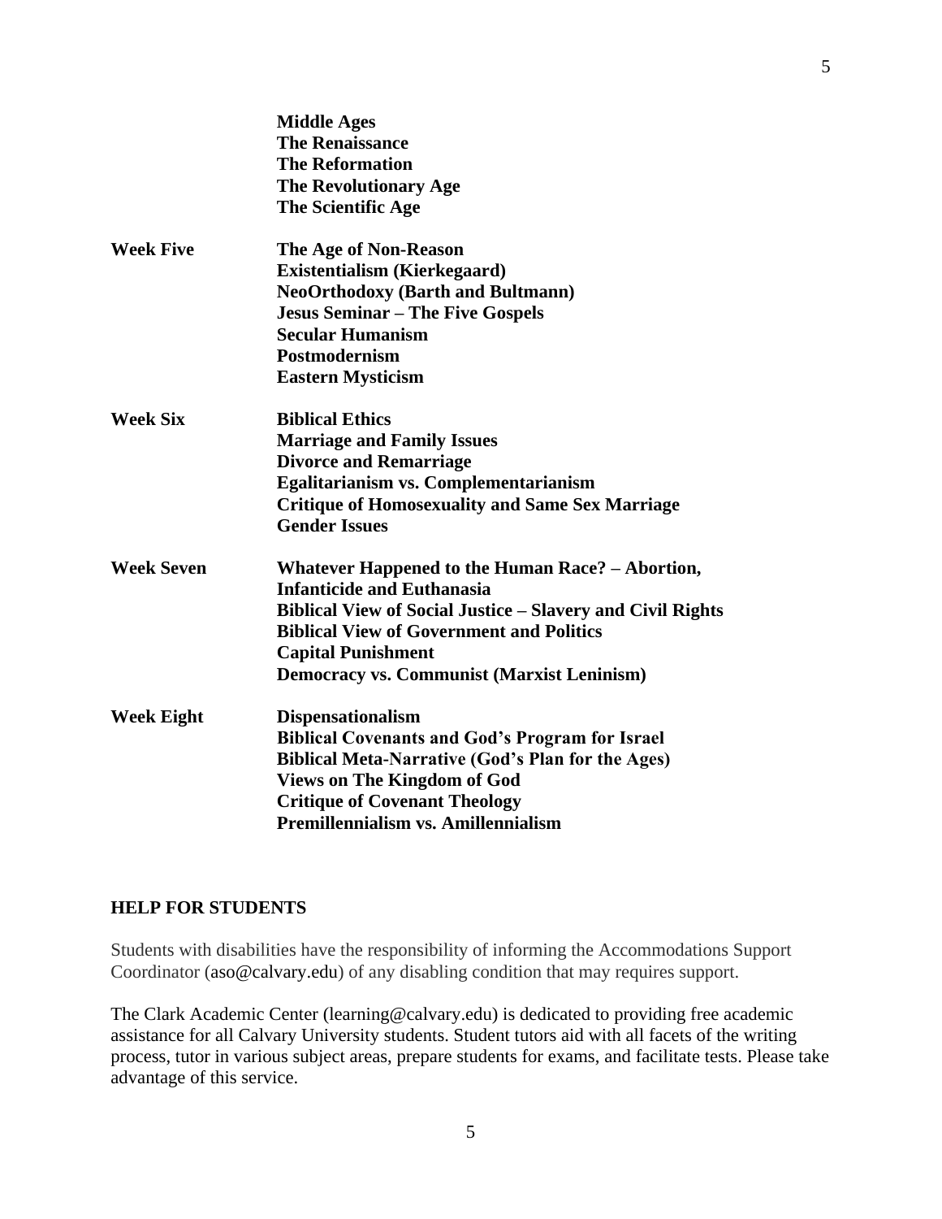| | |
|---|---|
| | **Middle Ages** |
| | **The Renaissance** |
| | **The Reformation** |
| | **The Revolutionary Age** |
| | **The Scientific Age** |
| **Week Five** | **The Age of Non-Reason** |
| | **Existentialism (Kierkegaard)** |
| | **NeoOrthodoxy (Barth and Bultmann)** |
| | **Jesus Seminar – The Five Gospels** |
| | **Secular Humanism** |
| | **Postmodernism** |
| | **Eastern Mysticism** |
| **Week Six** | **Biblical Ethics** |
| | **Marriage and Family Issues** |
| | **Divorce and Remarriage** |
| | **Egalitarianism vs. Complementarianism** |
| | **Critique of Homosexuality and Same Sex Marriage** |
| | **Gender Issues** |
| **Week Seven** | **Whatever Happened to the Human Race? – Abortion, Infanticide and Euthanasia** |
| | **Biblical View of Social Justice – Slavery and Civil Rights** |
| | **Biblical View of Government and Politics** |
| | **Capital Punishment** |
| | **Democracy vs. Communist (Marxist Leninism)** |
| **Week Eight** | **Dispensationalism** |
| | **Biblical Covenants and God's Program for Israel** |
| | **Biblical Meta-Narrative (God's Plan for the Ages)** |
| | **Views on The Kingdom of God** |
| | **Critique of Covenant Theology** |
| | **Premillennialism vs. Amillennialism** |

## HELP FOR STUDENTS

Students with disabilities have the responsibility of informing the Accommodations Support Coordinator (aso@calvary.edu) of any disabling condition that may requires support.

The Clark Academic Center (learning@calvary.edu) is dedicated to providing free academic assistance for all Calvary University students. Student tutors aid with all facets of the writing process, tutor in various subject areas, prepare students for exams, and facilitate tests. Please take advantage of this service.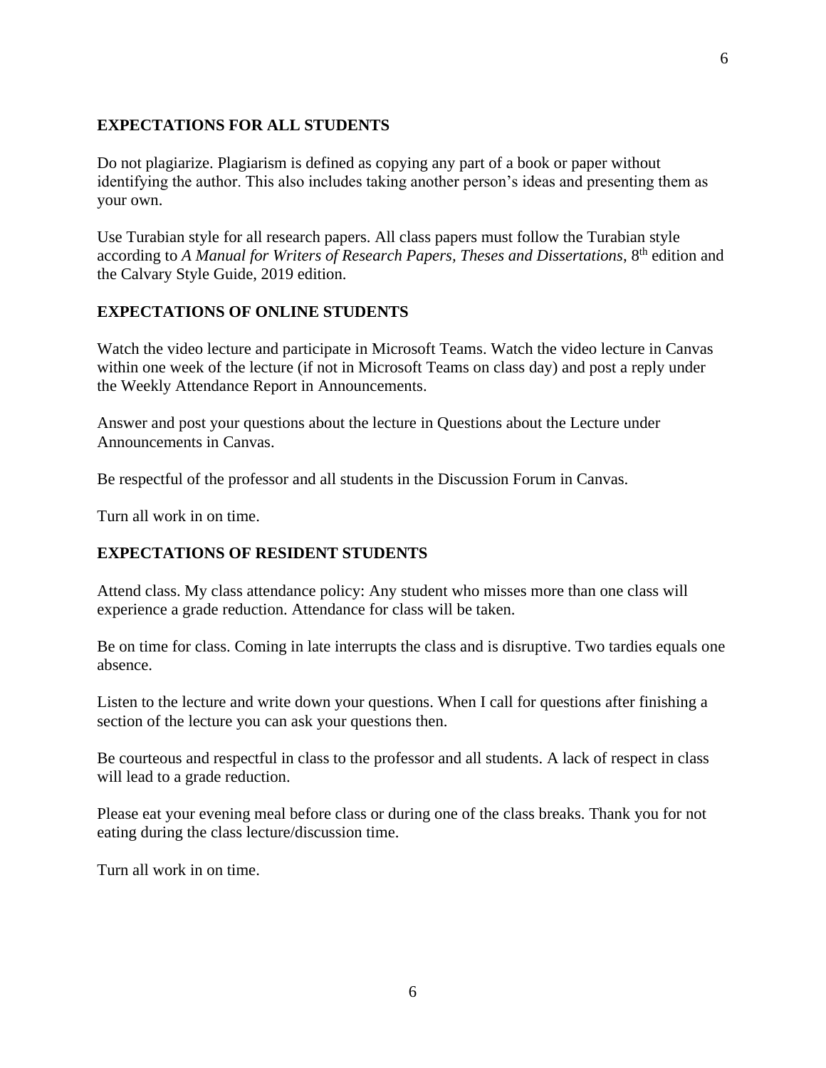## EXPECTATIONS FOR ALL STUDENTS

Do not plagiarize. Plagiarism is defined as copying any part of a book or paper without identifying the author. This also includes taking another person's ideas and presenting them as your own.

Use Turabian style for all research papers. All class papers must follow the Turabian style according to *A Manual for Writers of Research Papers, Theses and Dissertations*, 8th edition and the Calvary Style Guide, 2019 edition.

## EXPECTATIONS OF ONLINE STUDENTS

Watch the video lecture and participate in Microsoft Teams. Watch the video lecture in Canvas within one week of the lecture (if not in Microsoft Teams on class day) and post a reply under the Weekly Attendance Report in Announcements.

Answer and post your questions about the lecture in Questions about the Lecture under Announcements in Canvas.

Be respectful of the professor and all students in the Discussion Forum in Canvas.

Turn all work in on time.

## EXPECTATIONS OF RESIDENT STUDENTS

Attend class. My class attendance policy: Any student who misses more than one class will experience a grade reduction. Attendance for class will be taken.

Be on time for class. Coming in late interrupts the class and is disruptive. Two tardies equals one absence.

Listen to the lecture and write down your questions. When I call for questions after finishing a section of the lecture you can ask your questions then.

Be courteous and respectful in class to the professor and all students. A lack of respect in class will lead to a grade reduction.

Please eat your evening meal before class or during one of the class breaks. Thank you for not eating during the class lecture/discussion time.

Turn all work in on time.